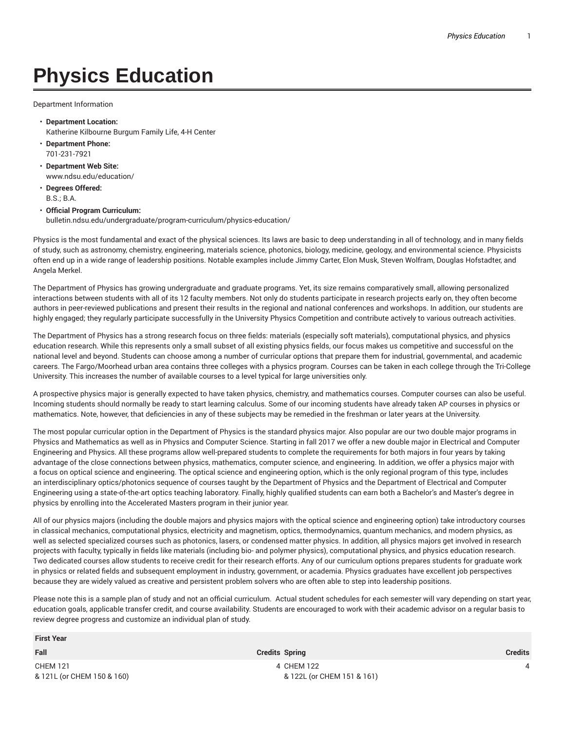# Physics Education

Department Information

- **Department Location:**
  Katherine Kilbourne Burgum Family Life, 4-H Center
- **Department Phone:**
  701-231-7921
- **Department Web Site:**
  www.ndsu.edu/education/
- **Degrees Offered:**
  B.S.; B.A.
- **Official Program Curriculum:**
  bulletin.ndsu.edu/undergraduate/program-curriculum/physics-education/

Physics is the most fundamental and exact of the physical sciences. Its laws are basic to deep understanding in all of technology, and in many fields of study, such as astronomy, chemistry, engineering, materials science, photonics, biology, medicine, geology, and environmental science. Physicists often end up in a wide range of leadership positions. Notable examples include Jimmy Carter, Elon Musk, Steven Wolfram, Douglas Hofstadter, and Angela Merkel.

The Department of Physics has growing undergraduate and graduate programs. Yet, its size remains comparatively small, allowing personalized interactions between students with all of its 12 faculty members. Not only do students participate in research projects early on, they often become authors in peer-reviewed publications and present their results in the regional and national conferences and workshops. In addition, our students are highly engaged; they regularly participate successfully in the University Physics Competition and contribute actively to various outreach activities.

The Department of Physics has a strong research focus on three fields: materials (especially soft materials), computational physics, and physics education research. While this represents only a small subset of all existing physics fields, our focus makes us competitive and successful on the national level and beyond. Students can choose among a number of curricular options that prepare them for industrial, governmental, and academic careers. The Fargo/Moorhead urban area contains three colleges with a physics program. Courses can be taken in each college through the Tri-College University. This increases the number of available courses to a level typical for large universities only.

A prospective physics major is generally expected to have taken physics, chemistry, and mathematics courses. Computer courses can also be useful. Incoming students should normally be ready to start learning calculus. Some of our incoming students have already taken AP courses in physics or mathematics. Note, however, that deficiencies in any of these subjects may be remedied in the freshman or later years at the University.

The most popular curricular option in the Department of Physics is the standard physics major. Also popular are our two double major programs in Physics and Mathematics as well as in Physics and Computer Science. Starting in fall 2017 we offer a new double major in Electrical and Computer Engineering and Physics. All these programs allow well-prepared students to complete the requirements for both majors in four years by taking advantage of the close connections between physics, mathematics, computer science, and engineering. In addition, we offer a physics major with a focus on optical science and engineering. The optical science and engineering option, which is the only regional program of this type, includes an interdisciplinary optics/photonics sequence of courses taught by the Department of Physics and the Department of Electrical and Computer Engineering using a state-of-the-art optics teaching laboratory. Finally, highly qualified students can earn both a Bachelor's and Master's degree in physics by enrolling into the Accelerated Masters program in their junior year.

All of our physics majors (including the double majors and physics majors with the optical science and engineering option) take introductory courses in classical mechanics, computational physics, electricity and magnetism, optics, thermodynamics, quantum mechanics, and modern physics, as well as selected specialized courses such as photonics, lasers, or condensed matter physics. In addition, all physics majors get involved in research projects with faculty, typically in fields like materials (including bio- and polymer physics), computational physics, and physics education research. Two dedicated courses allow students to receive credit for their research efforts. Any of our curriculum options prepares students for graduate work in physics or related fields and subsequent employment in industry, government, or academia. Physics graduates have excellent job perspectives because they are widely valued as creative and persistent problem solvers who are often able to step into leadership positions.

Please note this is a sample plan of study and not an official curriculum. Actual student schedules for each semester will vary depending on start year, education goals, applicable transfer credit, and course availability. Students are encouraged to work with their academic advisor on a regular basis to review degree progress and customize an individual plan of study.

| First Year | | | |
|---|---|---|---|
| **Fall** | **Credits** | **Spring** | **Credits** |
| CHEM 121 & 121L (or CHEM 150 & 160) | 4 | CHEM 122 & 122L (or CHEM 151 & 161) | 4 |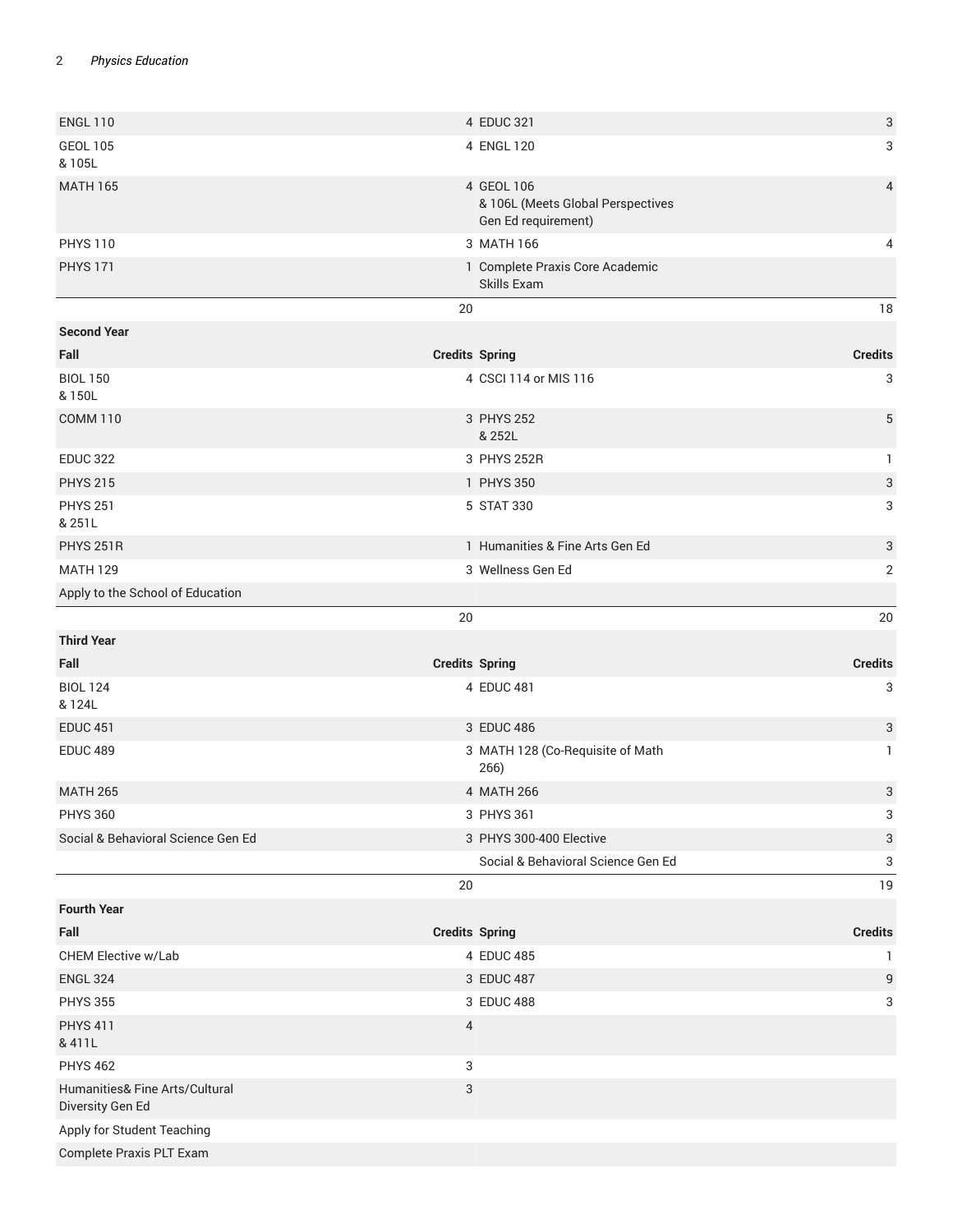| | | | |
|---|---|---|---|
| ENGL 110 | 4 | EDUC 321 | 3 |
| GEOL 105<br>& 105L | 4 | ENGL 120 | 3 |
| MATH 165 | 4 | GEOL 106<br>& 106L (Meets Global Perspectives Gen Ed requirement) | 4 |
| PHYS 110 | 3 | MATH 166 | 4 |
| PHYS 171 | 1 | Complete Praxis Core Academic Skills Exam | |
| | 20 | | 18 |
| **Second Year** | | | |
| **Fall** | **Credits** | **Spring** | **Credits** |
| BIOL 150<br>& 150L | 4 | CSCI 114 or MIS 116 | 3 |
| COMM 110 | 3 | PHYS 252<br>& 252L | 5 |
| EDUC 322 | 3 | PHYS 252R | 1 |
| PHYS 215 | 1 | PHYS 350 | 3 |
| PHYS 251<br>& 251L | 5 | STAT 330 | 3 |
| PHYS 251R | 1 | Humanities & Fine Arts Gen Ed | 3 |
| MATH 129 | 3 | Wellness Gen Ed | 2 |
| Apply to the School of Education | | | |
| | 20 | | 20 |
| **Third Year** | | | |
| **Fall** | **Credits** | **Spring** | **Credits** |
| BIOL 124<br>& 124L | 4 | EDUC 481 | 3 |
| EDUC 451 | 3 | EDUC 486 | 3 |
| EDUC 489 | 3 | MATH 128 (Co-Requisite of Math 266) | 1 |
| MATH 265 | 4 | MATH 266 | 3 |
| PHYS 360 | 3 | PHYS 361 | 3 |
| Social & Behavioral Science Gen Ed | 3 | PHYS 300-400 Elective | 3 |
| | | Social & Behavioral Science Gen Ed | 3 |
| | 20 | | 19 |
| **Fourth Year** | | | |
| **Fall** | **Credits** | **Spring** | **Credits** |
| CHEM Elective w/Lab | 4 | EDUC 485 | 1 |
| ENGL 324 | 3 | EDUC 487 | 9 |
| PHYS 355 | 3 | EDUC 488 | 3 |
| PHYS 411<br>& 411L | 4 | | |
| PHYS 462 | 3 | | |
| Humanities& Fine Arts/Cultural Diversity Gen Ed | 3 | | |
| Apply for Student Teaching | | | |
| Complete Praxis PLT Exam | | | |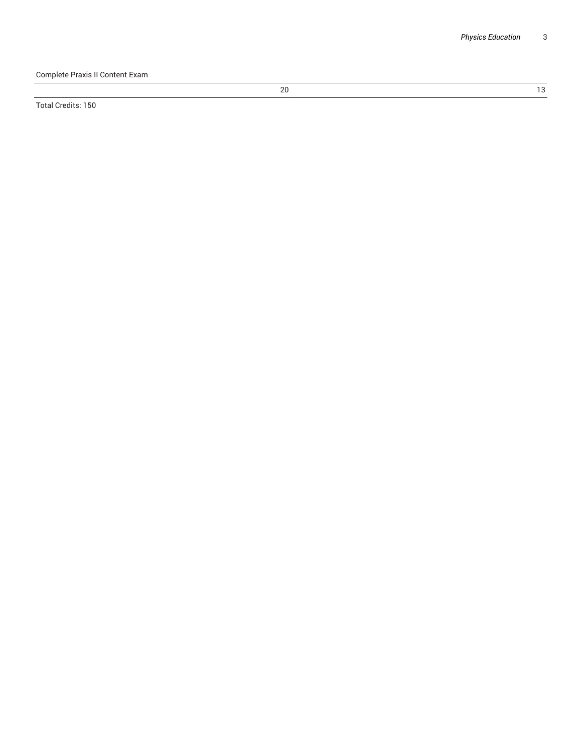| | | |
|---|---|---|
| Complete Praxis II Content Exam | | |
| | 20 | 13 |

Total Credits: 150